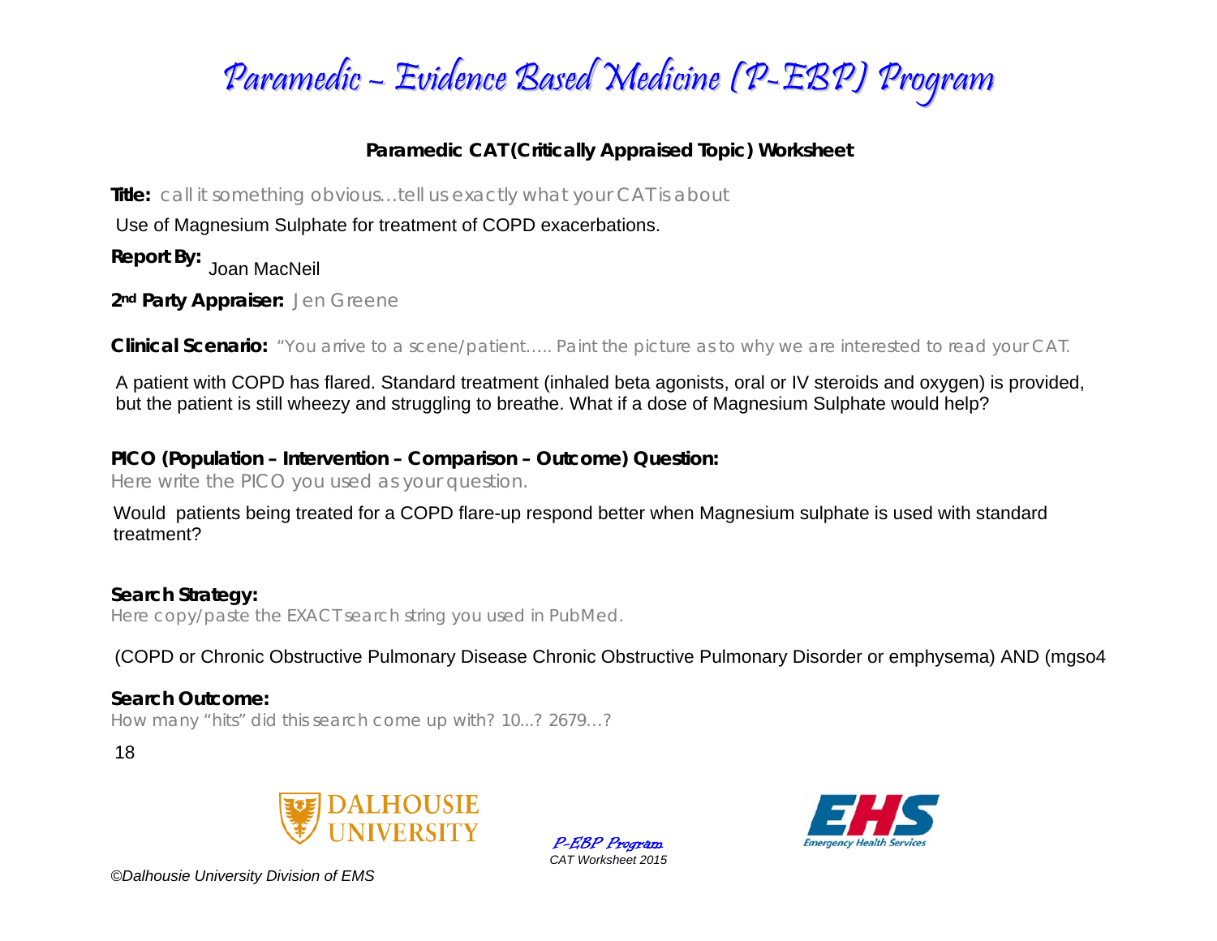# Paramedic – Evidence Based Medicine (P-EBP) Program

## Paramedic CAT (Critically Appraised Topic) Worksheet

**Title:** call it something obvious…tell us exactly what your CAT is about

Use of Magnesium Sulphate for treatment of COPD exacerbations.

**Report By:** Joan MacNeil

**2nd Party Appraiser:** Jen Greene

**Clinical Scenario:** "You arrive to a scene/patient….. Paint the picture as to why we are interested to read your CAT.

A patient with COPD has flared. Standard treatment (inhaled beta agonists, oral or IV steroids and oxygen) is provided, but the patient is still wheezy and struggling to breathe. What if a dose of Magnesium Sulphate would help?

**PICO (Population – Intervention – Comparison – Outcome) Question:**

Here write the PICO you used as your question.

Would patients being treated for a COPD flare-up respond better when Magnesium sulphate is used with standard treatment?

**Search Strategy:**

Here copy/paste the EXACT search string you used in PubMed.

(COPD or Chronic Obstructive Pulmonary Disease Chronic Obstructive Pulmonary Disorder or emphysema) AND (mgso4

**Search Outcome:**

How many "hits" did this search come up with? 10...? 2679…?

18

P-EBP Program
*CAT Worksheet 2015*

*©Dalhousie University Division of EMS*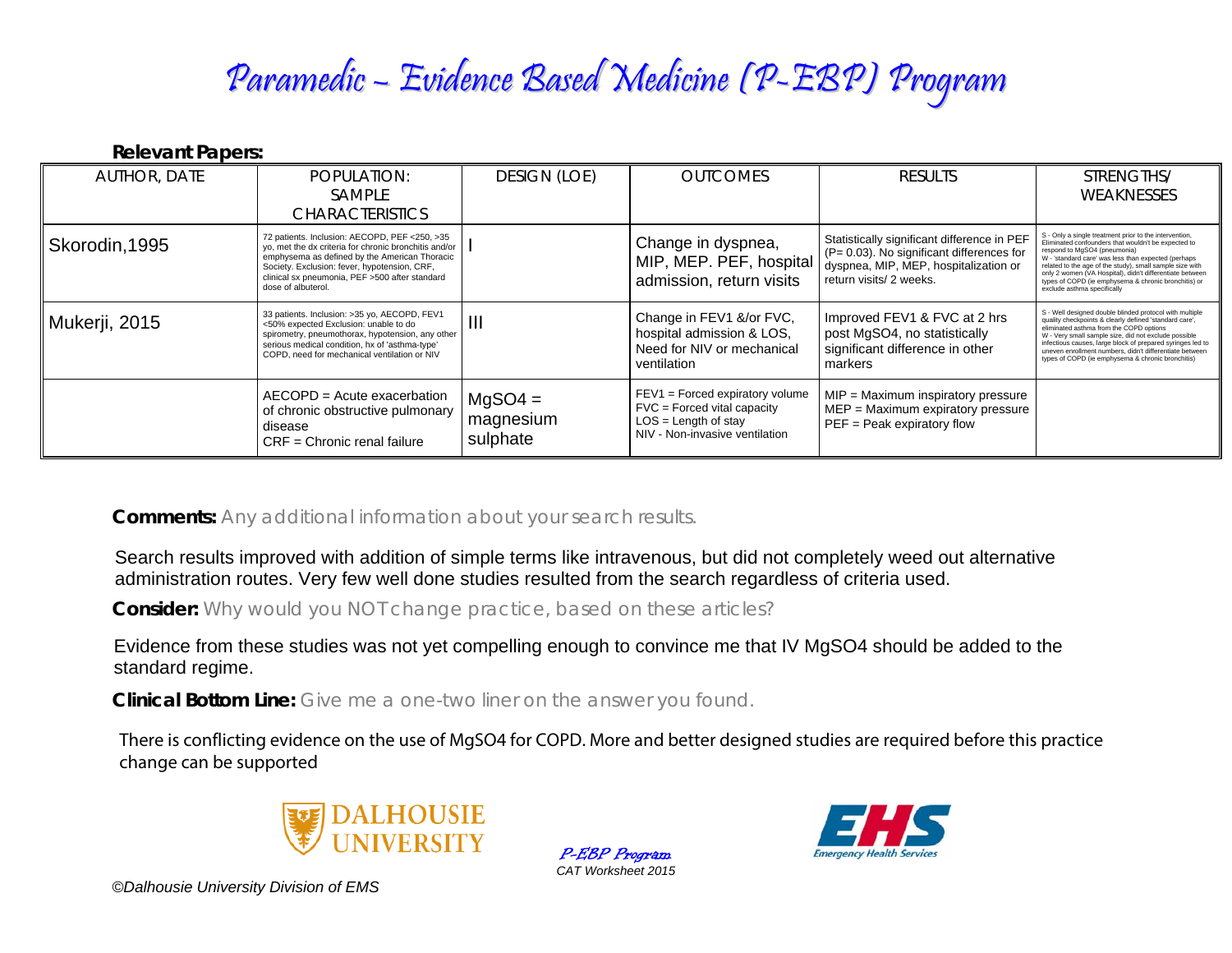# Paramedic – Evidence Based Medicine (P-EBP) Program

**Relevant Papers:**

| AUTHOR, DATE | POPULATION: SAMPLE CHARACTERISTICS | DESIGN (LOE) | OUTCOMES | RESULTS | STRENGTHS/ WEAKNESSES |
|---|---|---|---|---|---|
| Skorodin,1995 | 72 patients. Inclusion: AECOPD, PEF <250, >35 yo, met the dx criteria for chronic bronchitis and/or emphysema as defined by the American Thoracic Society. Exclusion: fever, hypotension, CRF, clinical sx pneumonia, PEF >500 after standard dose of albuterol. | I | Change in dyspnea, MIP, MEP. PEF, hospital admission, return visits | Statistically significant difference in PEF (P= 0.03). No significant differences for dyspnea, MIP, MEP, hospitalization or return visits/ 2 weeks. | S - Only a single treatment prior to the intervention, Eliminated confounders that wouldn't be expected to respond to MgSO4 (pneumonia) W - 'standard care' was less than expected (perhaps related to the age of the study), small sample size with only 2 women (VA Hospital), didn't differentiate between types of COPD (ie emphysema & chronic bronchitis) or exclude asthma specifically |
| Mukerji, 2015 | 33 patients. Inclusion: >35 yo, AECOPD, FEV1 <50% expected Exclusion: unable to do spirometry, pneumothorax, hypotension, any other serious medical condition, hx of 'asthma-type' COPD, need for mechanical ventilation or NIV | III | Change in FEV1 &/or FVC, hospital admission & LOS, Need for NIV or mechanical ventilation | Improved FEV1 & FVC at 2 hrs post MgSO4, no statistically significant difference in other markers | S - Well designed double blinded protocol with multiple quality checkpoints & clearly defined 'standard care', eliminated asthma from the COPD options W - Very small sample size, did not exclude possible infectious causes, large block of prepared syringes led to uneven enrollment numbers, didn't differentiate between types of COPD (ie emphysema & chronic bronchitis) |
| | AECOPD = Acute exacerbation of chronic obstructive pulmonary disease CRF = Chronic renal failure | MgSO4 = magnesium sulphate | FEV1 = Forced expiratory volume FVC = Forced vital capacity LOS = Length of stay NIV - Non-invasive ventilation | MIP = Maximum inspiratory pressure MEP = Maximum expiratory pressure PEF = Peak expiratory flow | |

**Comments:** Any additional information about your search results.

Search results improved with addition of simple terms like intravenous, but did not completely weed out alternative administration routes. Very few well done studies resulted from the search regardless of criteria used.

**Consider:** Why would you NOT change practice, based on these articles?

Evidence from these studies was not yet compelling enough to convince me that IV MgSO4 should be added to the standard regime.

**Clinical Bottom Line:** Give me a one-two liner on the answer you found.

There is conflicting evidence on the use of MgSO4 for COPD. More and better designed studies are required before this practice change can be supported

*P-EBP Program*
*CAT Worksheet 2015*

*©Dalhousie University Division of EMS*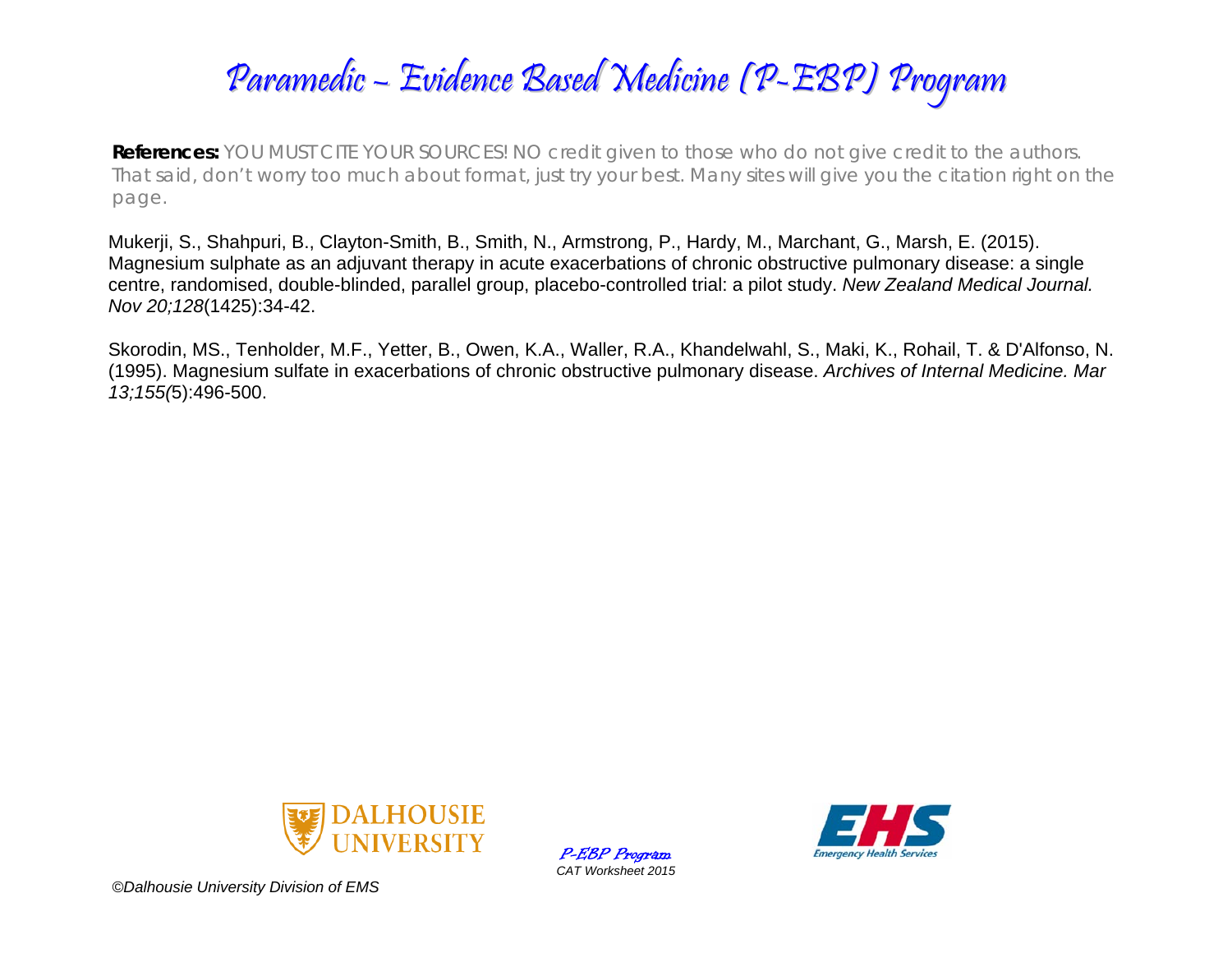**References:** YOU MUST CITE YOUR SOURCES! NO credit given to those who do not give credit to the authors. That said, don't worry too much about format, just try your best. Many sites will give you the citation right on the page.

Mukerji, S., Shahpuri, B., Clayton-Smith, B., Smith, N., Armstrong, P., Hardy, M., Marchant, G., Marsh, E. (2015). Magnesium sulphate as an adjuvant therapy in acute exacerbations of chronic obstructive pulmonary disease: a single centre, randomised, double-blinded, parallel group, placebo-controlled trial: a pilot study. *New Zealand Medical Journal. Nov 20;128*(1425):34-42.

Skorodin, MS., Tenholder, M.F., Yetter, B., Owen, K.A., Waller, R.A., Khandelwahl, S., Maki, K., Rohail, T. & D'Alfonso, N. (1995). Magnesium sulfate in exacerbations of chronic obstructive pulmonary disease. *Archives of Internal Medicine. Mar 13;155(*5):496-500.